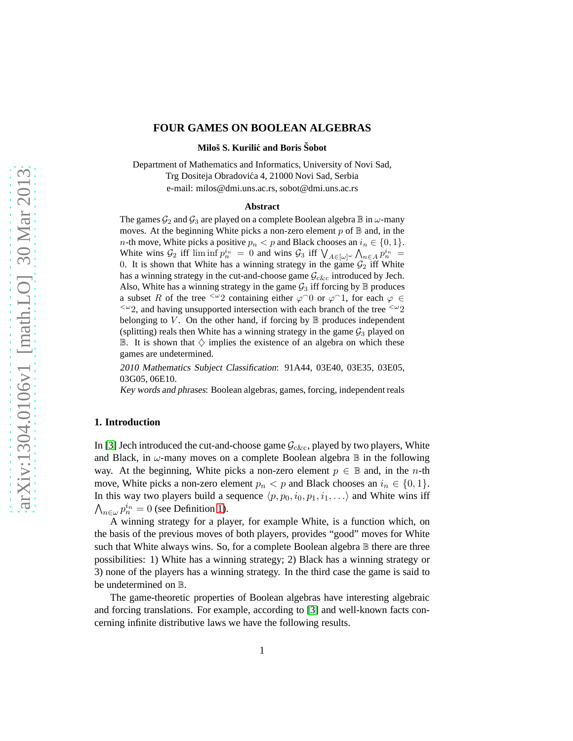# FOUR GAMES ON BOOLEAN ALGEBRAS

**Miloš S. Kurilić and Boris Šobot**

Department of Mathematics and Informatics, University of Novi Sad,
Trg Dositeja Obradovića 4, 21000 Novi Sad, Serbia
e-mail: milos@dmi.uns.ac.rs, sobot@dmi.uns.ac.rs

### Abstract

The games $\mathcal{G}_2$ and $\mathcal{G}_3$ are played on a complete Boolean algebra $\mathbb{B}$ in $\omega$-many moves. At the beginning White picks a non-zero element $p$ of $\mathbb{B}$ and, in the $n$-th move, White picks a positive $p_n < p$ and Black chooses an $i_n \in \{0, 1\}$. White wins $\mathcal{G}_2$ iff $\liminf p_n^{i_n} = 0$ and wins $\mathcal{G}_3$ iff $\bigvee_{A \in [\omega]^\omega} \bigwedge_{n \in A} p_n^{i_n} = 0$. It is shown that White has a winning strategy in the game $\mathcal{G}_2$ iff White has a winning strategy in the cut-and-choose game $\mathcal{G}_{c\&c}$ introduced by Jech. Also, White has a winning strategy in the game $\mathcal{G}_3$ iff forcing by $\mathbb{B}$ produces a subset $R$ of the tree ${}^{<\omega}2$ containing either $\varphi^\frown 0$ or $\varphi^\frown 1$, for each $\varphi \in {}^{<\omega}2$, and having unsupported intersection with each branch of the tree ${}^{<\omega}2$ belonging to $V$. On the other hand, if forcing by $\mathbb{B}$ produces independent (splitting) reals then White has a winning strategy in the game $\mathcal{G}_3$ played on $\mathbb{B}$. It is shown that $\diamondsuit$ implies the existence of an algebra on which these games are undetermined.

*2010 Mathematics Subject Classification*: 91A44, 03E40, 03E35, 03E05, 03G05, 06E10.

*Key words and phrases*: Boolean algebras, games, forcing, independent reals

## 1. Introduction

In [3] Jech introduced the cut-and-choose game $\mathcal{G}_{c\&c}$, played by two players, White and Black, in $\omega$-many moves on a complete Boolean algebra $\mathbb{B}$ in the following way. At the beginning, White picks a non-zero element $p \in \mathbb{B}$ and, in the $n$-th move, White picks a non-zero element $p_n < p$ and Black chooses an $i_n \in \{0, 1\}$. In this way two players build a sequence $\langle p, p_0, i_0, p_1, i_1, \ldots \rangle$ and White wins iff $\bigwedge_{n \in \omega} p_n^{i_n} = 0$ (see Definition 1).

A winning strategy for a player, for example White, is a function which, on the basis of the previous moves of both players, provides "good" moves for White such that White always wins. So, for a complete Boolean algebra $\mathbb{B}$ there are three possibilities: 1) White has a winning strategy; 2) Black has a winning strategy or 3) none of the players has a winning strategy. In the third case the game is said to be undetermined on $\mathbb{B}$.

The game-theoretic properties of Boolean algebras have interesting algebraic and forcing translations. For example, according to [3] and well-known facts concerning infinite distributive laws we have the following results.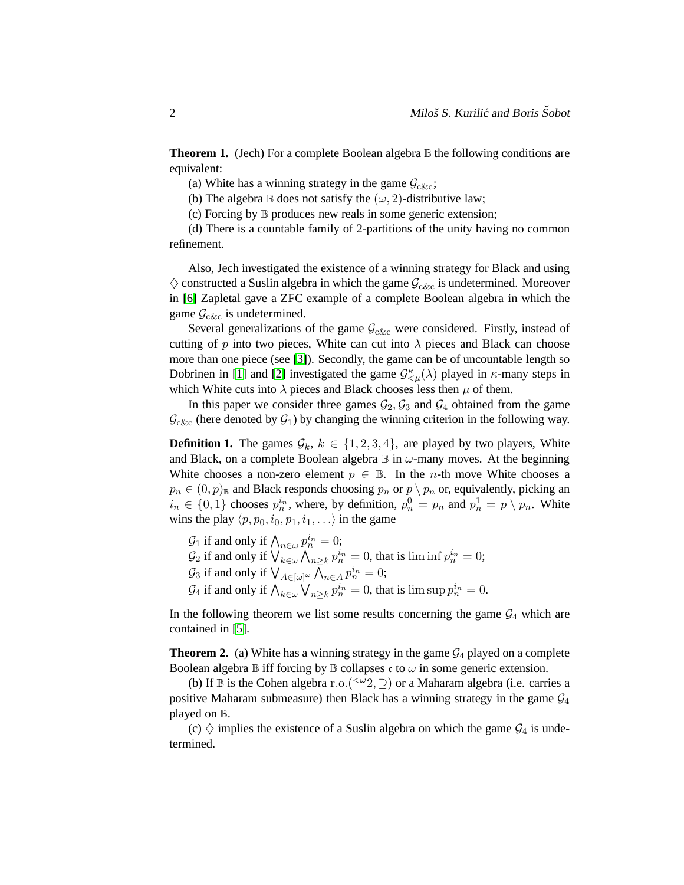**Theorem 1.** (Jech) For a complete Boolean algebra $\mathbb{B}$ the following conditions are equivalent:

(a) White has a winning strategy in the game $\mathcal{G}_{\mathrm{c\&c}}$;

(b) The algebra $\mathbb{B}$ does not satisfy the $(\omega, 2)$-distributive law;

(c) Forcing by $\mathbb{B}$ produces new reals in some generic extension;

(d) There is a countable family of 2-partitions of the unity having no common refinement.

Also, Jech investigated the existence of a winning strategy for Black and using $\diamondsuit$ constructed a Suslin algebra in which the game $\mathcal{G}_{\mathrm{c\&c}}$ is undetermined. Moreover in [6] Zapletal gave a ZFC example of a complete Boolean algebra in which the game $\mathcal{G}_{\mathrm{c\&c}}$ is undetermined.

Several generalizations of the game $\mathcal{G}_{\mathrm{c\&c}}$ were considered. Firstly, instead of cutting of $p$ into two pieces, White can cut into $\lambda$ pieces and Black can choose more than one piece (see [3]). Secondly, the game can be of uncountable length so Dobrinen in [1] and [2] investigated the game $\mathcal{G}^{\kappa}_{<\mu}(\lambda)$ played in $\kappa$-many steps in which White cuts into $\lambda$ pieces and Black chooses less then $\mu$ of them.

In this paper we consider three games $\mathcal{G}_2, \mathcal{G}_3$ and $\mathcal{G}_4$ obtained from the game $\mathcal{G}_{\mathrm{c\&c}}$ (here denoted by $\mathcal{G}_1$) by changing the winning criterion in the following way.

**Definition 1.** The games $\mathcal{G}_k$, $k \in \{1, 2, 3, 4\}$, are played by two players, White and Black, on a complete Boolean algebra $\mathbb{B}$ in $\omega$-many moves. At the beginning White chooses a non-zero element $p \in \mathbb{B}$. In the $n$-th move White chooses a $p_n \in (0, p)_{\mathbb{B}}$ and Black responds choosing $p_n$ or $p \setminus p_n$ or, equivalently, picking an $i_n \in \{0, 1\}$ chooses $p_n^{i_n}$, where, by definition, $p_n^0 = p_n$ and $p_n^1 = p \setminus p_n$. White wins the play $\langle p, p_0, i_0, p_1, i_1, \ldots \rangle$ in the game

$\mathcal{G}_1$ if and only if $\bigwedge_{n\in\omega} p_n^{i_n} = 0$;
$\mathcal{G}_2$ if and only if $\bigvee_{k\in\omega} \bigwedge_{n\geq k} p_n^{i_n} = 0$, that is $\liminf p_n^{i_n} = 0$;
$\mathcal{G}_3$ if and only if $\bigvee_{A\in[\omega]^\omega} \bigwedge_{n\in A} p_n^{i_n} = 0$;
$\mathcal{G}_4$ if and only if $\bigwedge_{k\in\omega} \bigvee_{n\geq k} p_n^{i_n} = 0$, that is $\limsup p_n^{i_n} = 0$.

In the following theorem we list some results concerning the game $\mathcal{G}_4$ which are contained in [5].

**Theorem 2.** (a) White has a winning strategy in the game $\mathcal{G}_4$ played on a complete Boolean algebra $\mathbb{B}$ iff forcing by $\mathbb{B}$ collapses $\mathfrak{c}$ to $\omega$ in some generic extension.

(b) If $\mathbb{B}$ is the Cohen algebra $\mathrm{r.o.}({}^{<\omega}2, \supseteq)$ or a Maharam algebra (i.e. carries a positive Maharam submeasure) then Black has a winning strategy in the game $\mathcal{G}_4$ played on $\mathbb{B}$.

(c) $\diamondsuit$ implies the existence of a Suslin algebra on which the game $\mathcal{G}_4$ is undetermined.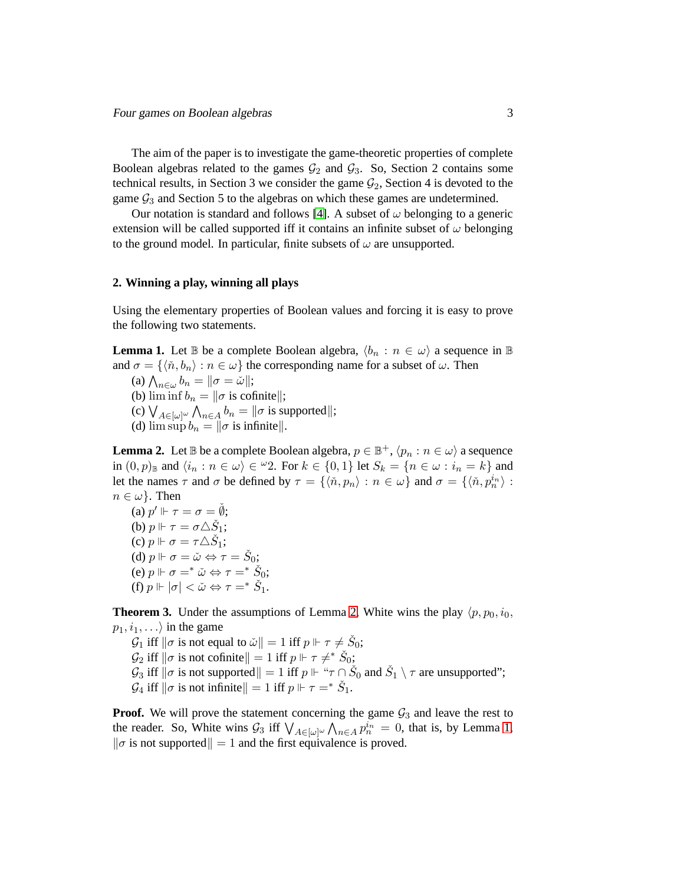The aim of the paper is to investigate the game-theoretic properties of complete Boolean algebras related to the games $\mathcal{G}_2$ and $\mathcal{G}_3$. So, Section 2 contains some technical results, in Section 3 we consider the game $\mathcal{G}_2$, Section 4 is devoted to the game $\mathcal{G}_3$ and Section 5 to the algebras on which these games are undetermined.

Our notation is standard and follows [4]. A subset of $\omega$ belonging to a generic extension will be called supported iff it contains an infinite subset of $\omega$ belonging to the ground model. In particular, finite subsets of $\omega$ are unsupported.

## 2. Winning a play, winning all plays

Using the elementary properties of Boolean values and forcing it is easy to prove the following two statements.

**Lemma 1.** Let $\mathbb{B}$ be a complete Boolean algebra, $\langle b_n : n \in \omega \rangle$ a sequence in $\mathbb{B}$ and $\sigma = \{\langle \check{n}, b_n \rangle : n \in \omega\}$ the corresponding name for a subset of $\omega$. Then

(a) $\bigwedge_{n\in\omega} b_n = \|\sigma = \check{\omega}\|$;
(b) $\liminf b_n = \|\sigma \text{ is cofinite}\|$;
(c) $\bigvee_{A\in[\omega]^\omega} \bigwedge_{n\in A} b_n = \|\sigma \text{ is supported}\|$;
(d) $\limsup b_n = \|\sigma \text{ is infinite}\|$.

**Lemma 2.** Let $\mathbb{B}$ be a complete Boolean algebra, $p \in \mathbb{B}^+$, $\langle p_n : n \in \omega \rangle$ a sequence in $(0,p)_\mathbb{B}$ and $\langle i_n : n \in \omega \rangle \in {}^\omega 2$. For $k \in \{0,1\}$ let $S_k = \{n \in \omega : i_n = k\}$ and let the names $\tau$ and $\sigma$ be defined by $\tau = \{\langle \check{n}, p_n \rangle : n \in \omega\}$ and $\sigma = \{\langle \check{n}, p_n^{i_n} \rangle : n \in \omega\}$. Then

(a) $p' \Vdash \tau = \sigma = \check{\emptyset}$;
(b) $p \Vdash \tau = \sigma \triangle \check{S}_1$;
(c) $p \Vdash \sigma = \tau \triangle \check{S}_1$;
(d) $p \Vdash \sigma = \check{\omega} \Leftrightarrow \tau = \check{S}_0$;
(e) $p \Vdash \sigma =^* \check{\omega} \Leftrightarrow \tau =^* \check{S}_0$;
(f) $p \Vdash |\sigma| < \check{\omega} \Leftrightarrow \tau =^* \check{S}_1$.

**Theorem 3.** Under the assumptions of Lemma 2, White wins the play $\langle p, p_0, i_0, p_1, i_1, \ldots \rangle$ in the game

$\mathcal{G}_1$ iff $\|\sigma \text{ is not equal to } \check{\omega}\| = 1$ iff $p \Vdash \tau \neq \check{S}_0$;
$\mathcal{G}_2$ iff $\|\sigma \text{ is not cofinite}\| = 1$ iff $p \Vdash \tau \neq^* \check{S}_0$;
$\mathcal{G}_3$ iff $\|\sigma \text{ is not supported}\| = 1$ iff $p \Vdash$ "$\tau \cap \check{S}_0$ and $\check{S}_1 \setminus \tau$ are unsupported";
$\mathcal{G}_4$ iff $\|\sigma \text{ is not infinite}\| = 1$ iff $p \Vdash \tau =^* \check{S}_1$.

**Proof.** We will prove the statement concerning the game $\mathcal{G}_3$ and leave the rest to the reader. So, White wins $\mathcal{G}_3$ iff $\bigvee_{A\in[\omega]^\omega} \bigwedge_{n\in A} p_n^{i_n} = 0$, that is, by Lemma 1, $\|\sigma \text{ is not supported}\| = 1$ and the first equivalence is proved.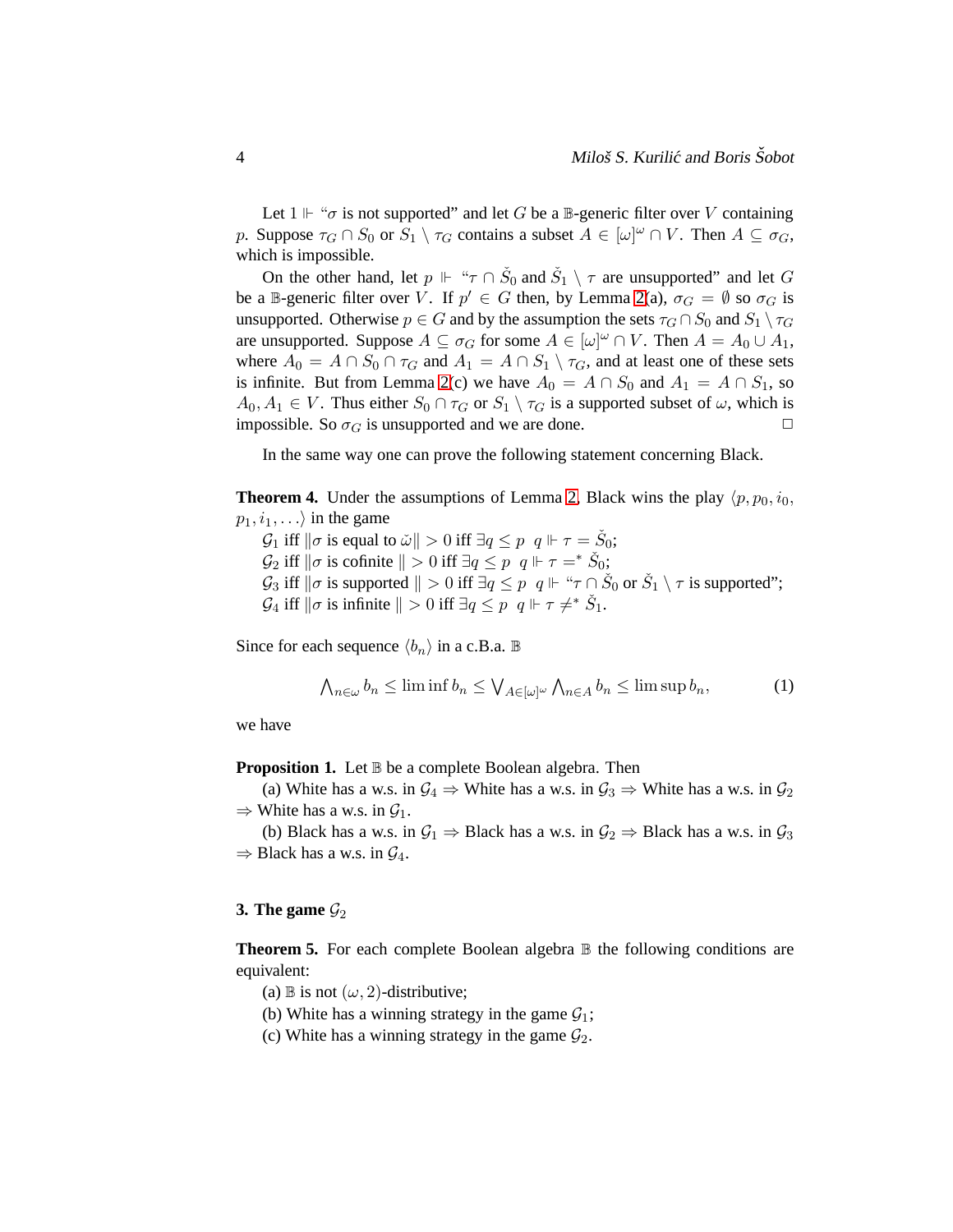Let $1 \Vdash$ "$\sigma$ is not supported" and let $G$ be a $\mathbb{B}$-generic filter over $V$ containing $p$. Suppose $\tau_G \cap S_0$ or $S_1 \setminus \tau_G$ contains a subset $A \in [\omega]^\omega \cap V$. Then $A \subseteq \sigma_G$, which is impossible.

On the other hand, let $p \Vdash$ "$\tau \cap \check{S}_0$ and $\check{S}_1 \setminus \tau$ are unsupported" and let $G$ be a $\mathbb{B}$-generic filter over $V$. If $p' \in G$ then, by Lemma 2(a), $\sigma_G = \emptyset$ so $\sigma_G$ is unsupported. Otherwise $p \in G$ and by the assumption the sets $\tau_G \cap S_0$ and $S_1 \setminus \tau_G$ are unsupported. Suppose $A \subseteq \sigma_G$ for some $A \in [\omega]^\omega \cap V$. Then $A = A_0 \cup A_1$, where $A_0 = A \cap S_0 \cap \tau_G$ and $A_1 = A \cap S_1 \setminus \tau_G$, and at least one of these sets is infinite. But from Lemma 2(c) we have $A_0 = A \cap S_0$ and $A_1 = A \cap S_1$, so $A_0, A_1 \in V$. Thus either $S_0 \cap \tau_G$ or $S_1 \setminus \tau_G$ is a supported subset of $\omega$, which is impossible. So $\sigma_G$ is unsupported and we are done. $\Box$

In the same way one can prove the following statement concerning Black.

**Theorem 4.** Under the assumptions of Lemma 2, Black wins the play $\langle p, p_0, i_0, p_1, i_1, \ldots \rangle$ in the game

$\mathcal{G}_1$ iff $\|\sigma$ is equal to $\check{\omega}\| > 0$ iff $\exists q \leq p \;\; q \Vdash \tau = \check{S}_0$;
$\mathcal{G}_2$ iff $\|\sigma$ is cofinite $\| > 0$ iff $\exists q \leq p \;\; q \Vdash \tau =^* \check{S}_0$;
$\mathcal{G}_3$ iff $\|\sigma$ is supported $\| > 0$ iff $\exists q \leq p \;\; q \Vdash$ "$\tau \cap \check{S}_0$ or $\check{S}_1 \setminus \tau$ is supported";
$\mathcal{G}_4$ iff $\|\sigma$ is infinite $\| > 0$ iff $\exists q \leq p \;\; q \Vdash \tau \neq^* \check{S}_1$.

Since for each sequence $\langle b_n \rangle$ in a c.B.a. $\mathbb{B}$

$$\bigwedge_{n\in\omega} b_n \leq \liminf b_n \leq \bigvee_{A\in[\omega]^\omega} \bigwedge_{n\in A} b_n \leq \limsup b_n, \tag{1}$$

we have

**Proposition 1.** Let $\mathbb{B}$ be a complete Boolean algebra. Then

(a) White has a w.s. in $\mathcal{G}_4 \Rightarrow$ White has a w.s. in $\mathcal{G}_3 \Rightarrow$ White has a w.s. in $\mathcal{G}_2 \Rightarrow$ White has a w.s. in $\mathcal{G}_1$.

(b) Black has a w.s. in $\mathcal{G}_1 \Rightarrow$ Black has a w.s. in $\mathcal{G}_2 \Rightarrow$ Black has a w.s. in $\mathcal{G}_3 \Rightarrow$ Black has a w.s. in $\mathcal{G}_4$.

## 3. The game $\mathcal{G}_2$

**Theorem 5.** For each complete Boolean algebra $\mathbb{B}$ the following conditions are equivalent:

(a) $\mathbb{B}$ is not $(\omega, 2)$-distributive;
(b) White has a winning strategy in the game $\mathcal{G}_1$;
(c) White has a winning strategy in the game $\mathcal{G}_2$.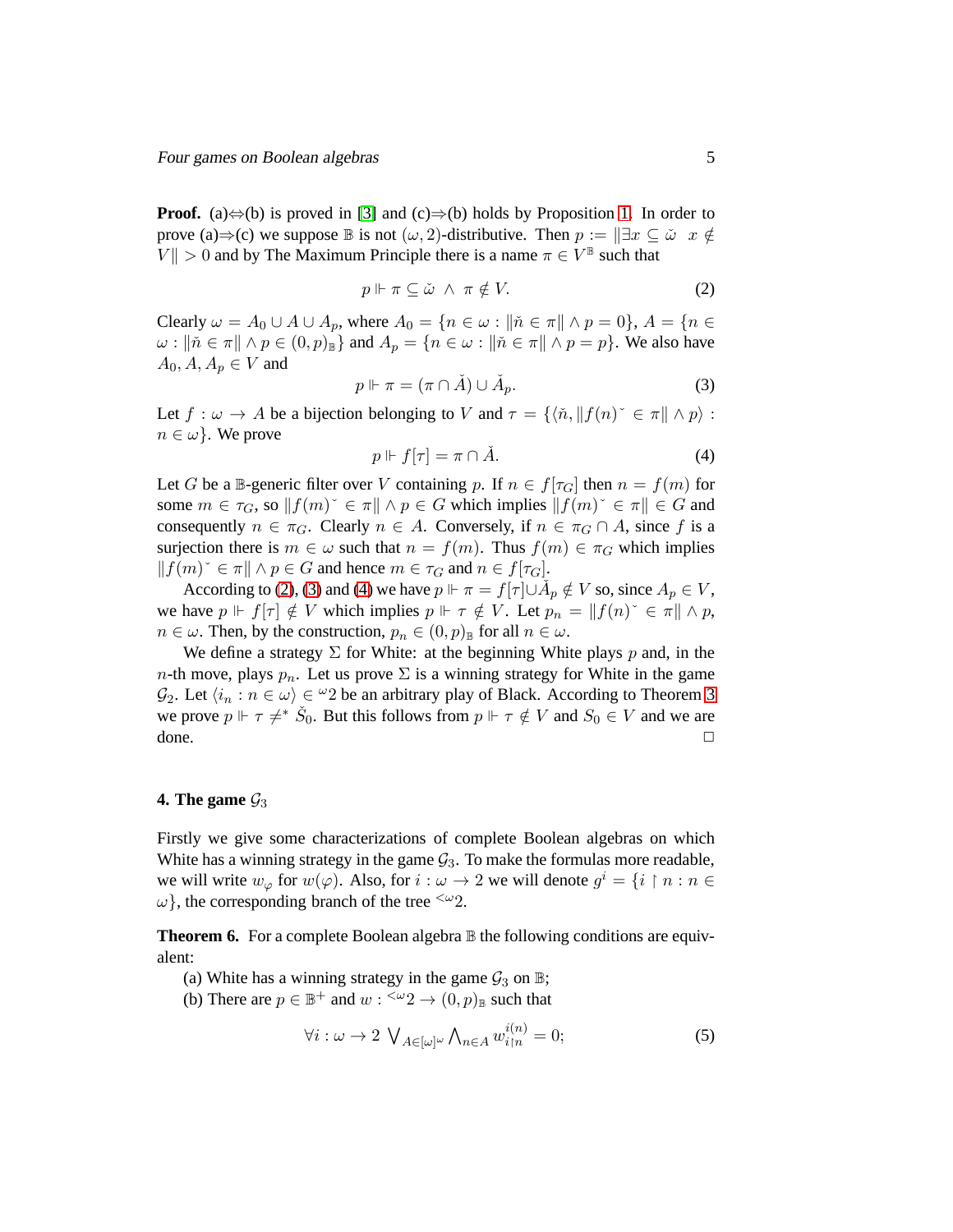**Proof.** (a)⇔(b) is proved in [3] and (c)⇒(b) holds by Proposition 1. In order to prove (a)⇒(c) we suppose $\mathbb{B}$ is not $(\omega, 2)$-distributive. Then $p := \|\exists x \subseteq \check{\omega} \;\; x \notin V\| > 0$ and by The Maximum Principle there is a name $\pi \in V^{\mathbb{B}}$ such that

$$p \Vdash \pi \subseteq \check{\omega} \;\wedge\; \pi \notin V. \tag{2}$$

Clearly $\omega = A_0 \cup A \cup A_p$, where $A_0 = \{n \in \omega : \|\check{n} \in \pi\| \wedge p = 0\}$, $A = \{n \in \omega : \|\check{n} \in \pi\| \wedge p \in (0,p)_{\mathbb{B}}\}$ and $A_p = \{n \in \omega : \|\check{n} \in \pi\| \wedge p = p\}$. We also have $A_0, A, A_p \in V$ and

$$p \Vdash \pi = (\pi \cap \check{A}) \cup \check{A}_p. \tag{3}$$

Let $f : \omega \to A$ be a bijection belonging to $V$ and $\tau = \{\langle \check{n}, \|f(n)\check{\ } \in \pi\| \wedge p\rangle : n \in \omega\}$. We prove

$$p \Vdash f[\tau] = \pi \cap \check{A}. \tag{4}$$

Let $G$ be a $\mathbb{B}$-generic filter over $V$ containing $p$. If $n \in f[\tau_G]$ then $n = f(m)$ for some $m \in \tau_G$, so $\|f(m)\check{\ } \in \pi\| \wedge p \in G$ which implies $\|f(m)\check{\ } \in \pi\| \in G$ and consequently $n \in \pi_G$. Clearly $n \in A$. Conversely, if $n \in \pi_G \cap A$, since $f$ is a surjection there is $m \in \omega$ such that $n = f(m)$. Thus $f(m) \in \pi_G$ which implies $\|f(m)\check{\ } \in \pi\| \wedge p \in G$ and hence $m \in \tau_G$ and $n \in f[\tau_G]$.

According to (2), (3) and (4) we have $p \Vdash \pi = f[\tau] \cup \check{A}_p \notin V$ so, since $A_p \in V$, we have $p \Vdash f[\tau] \notin V$ which implies $p \Vdash \tau \notin V$. Let $p_n = \|f(n)\check{\ } \in \pi\| \wedge p$, $n \in \omega$. Then, by the construction, $p_n \in (0,p)_{\mathbb{B}}$ for all $n \in \omega$.

We define a strategy $\Sigma$ for White: at the beginning White plays $p$ and, in the $n$-th move, plays $p_n$. Let us prove $\Sigma$ is a winning strategy for White in the game $\mathcal{G}_2$. Let $\langle i_n : n \in \omega\rangle \in {}^{\omega}2$ be an arbitrary play of Black. According to Theorem 3 we prove $p \Vdash \tau \neq^* \check{S}_0$. But this follows from $p \Vdash \tau \notin V$ and $S_0 \in V$ and we are done. □

## 4. The game $\mathcal{G}_3$

Firstly we give some characterizations of complete Boolean algebras on which White has a winning strategy in the game $\mathcal{G}_3$. To make the formulas more readable, we will write $w_\varphi$ for $w(\varphi)$. Also, for $i : \omega \to 2$ we will denote $g^i = \{i \upharpoonright n : n \in \omega\}$, the corresponding branch of the tree ${}^{<\omega}2$.

**Theorem 6.** For a complete Boolean algebra $\mathbb{B}$ the following conditions are equivalent:

(a) White has a winning strategy in the game $\mathcal{G}_3$ on $\mathbb{B}$;

(b) There are $p \in \mathbb{B}^+$ and $w : {}^{<\omega}2 \to (0,p)_{\mathbb{B}}$ such that

$$\forall i : \omega \to 2 \;\; \bigvee_{A \in [\omega]^\omega} \bigwedge_{n \in A} w_{i \upharpoonright n}^{i(n)} = 0; \tag{5}$$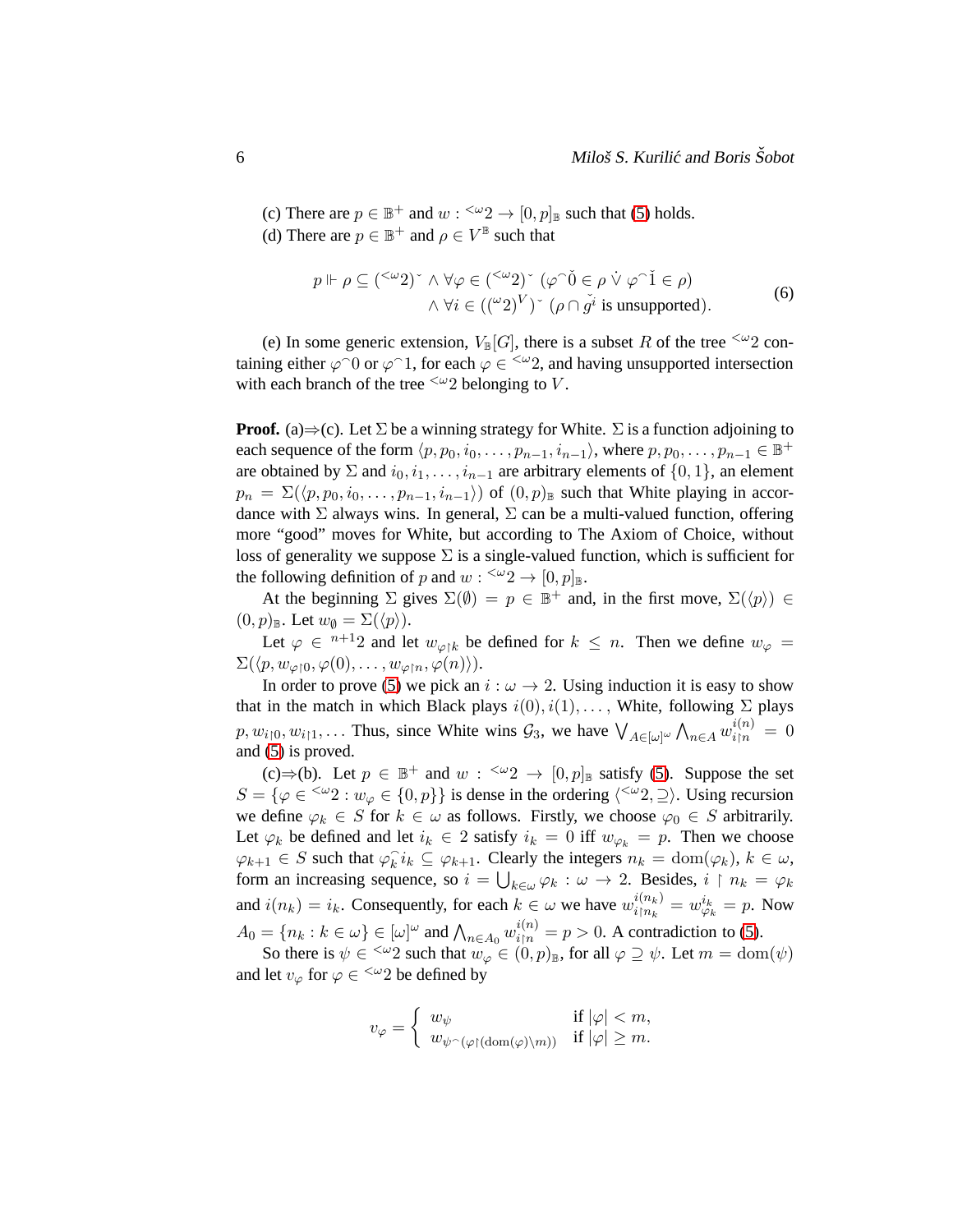(c) There are $p \in \mathbb{B}^+$ and $w : {}^{<\omega}2 \to [0,p]_{\mathbb{B}}$ such that (5) holds.

(d) There are $p \in \mathbb{B}^+$ and $\rho \in V^{\mathbb{B}}$ such that

$$p \Vdash \rho \subseteq ({}^{<\omega}2)\check{} \wedge \forall \varphi \in ({}^{<\omega}2)\check{} \ (\varphi^\frown \check{0} \in \rho \ \dot{\vee} \ \varphi^\frown \check{1} \in \rho) \\ \wedge \forall i \in (({}^{\omega}2)^V)\check{} \ (\rho \cap \check{g^i} \text{ is unsupported}). \tag{6}$$

(e) In some generic extension, $V_{\mathbb{B}}[G]$, there is a subset $R$ of the tree ${}^{<\omega}2$ containing either $\varphi^\frown 0$ or $\varphi^\frown 1$, for each $\varphi \in {}^{<\omega}2$, and having unsupported intersection with each branch of the tree ${}^{<\omega}2$ belonging to $V$.

**Proof.** (a)$\Rightarrow$(c). Let $\Sigma$ be a winning strategy for White. $\Sigma$ is a function adjoining to each sequence of the form $\langle p, p_0, i_0, \ldots, p_{n-1}, i_{n-1}\rangle$, where $p, p_0, \ldots, p_{n-1} \in \mathbb{B}^+$ are obtained by $\Sigma$ and $i_0, i_1, \ldots, i_{n-1}$ are arbitrary elements of $\{0,1\}$, an element $p_n = \Sigma(\langle p, p_0, i_0, \ldots, p_{n-1}, i_{n-1}\rangle)$ of $(0,p)_{\mathbb{B}}$ such that White playing in accordance with $\Sigma$ always wins. In general, $\Sigma$ can be a multi-valued function, offering more "good" moves for White, but according to The Axiom of Choice, without loss of generality we suppose $\Sigma$ is a single-valued function, which is sufficient for the following definition of $p$ and $w : {}^{<\omega}2 \to [0,p]_{\mathbb{B}}$.

At the beginning $\Sigma$ gives $\Sigma(\emptyset) = p \in \mathbb{B}^+$ and, in the first move, $\Sigma(\langle p\rangle) \in (0,p)_{\mathbb{B}}$. Let $w_\emptyset = \Sigma(\langle p\rangle)$.

Let $\varphi \in {}^{n+1}2$ and let $w_{\varphi\restriction k}$ be defined for $k \leq n$. Then we define $w_\varphi = \Sigma(\langle p, w_{\varphi\restriction 0}, \varphi(0), \ldots, w_{\varphi\restriction n}, \varphi(n)\rangle)$.

In order to prove (5) we pick an $i : \omega \to 2$. Using induction it is easy to show that in the match in which Black plays $i(0), i(1), \ldots$, White, following $\Sigma$ plays $p, w_{i\restriction 0}, w_{i\restriction 1}, \ldots$ Thus, since White wins $\mathcal{G}_3$, we have $\bigvee_{A\in[\omega]^\omega} \bigwedge_{n\in A} w_{i\restriction n}^{i(n)} = 0$ and (5) is proved.

(c)$\Rightarrow$(b). Let $p \in \mathbb{B}^+$ and $w : {}^{<\omega}2 \to [0,p]_{\mathbb{B}}$ satisfy (5). Suppose the set $S = \{\varphi \in {}^{<\omega}2 : w_\varphi \in \{0,p\}\}$ is dense in the ordering $\langle {}^{<\omega}2, \supseteq\rangle$. Using recursion we define $\varphi_k \in S$ for $k \in \omega$ as follows. Firstly, we choose $\varphi_0 \in S$ arbitrarily. Let $\varphi_k$ be defined and let $i_k \in 2$ satisfy $i_k = 0$ iff $w_{\varphi_k} = p$. Then we choose $\varphi_{k+1} \in S$ such that $\varphi_k^\frown i_k \subseteq \varphi_{k+1}$. Clearly the integers $n_k = \mathrm{dom}(\varphi_k)$, $k \in \omega$, form an increasing sequence, so $i = \bigcup_{k\in\omega} \varphi_k : \omega \to 2$. Besides, $i \restriction n_k = \varphi_k$ and $i(n_k) = i_k$. Consequently, for each $k \in \omega$ we have $w_{i\restriction n_k}^{i(n_k)} = w_{\varphi_k}^{i_k} = p$. Now $A_0 = \{n_k : k \in \omega\} \in [\omega]^\omega$ and $\bigwedge_{n\in A_0} w_{i\restriction n}^{i(n)} = p > 0$. A contradiction to (5).

So there is $\psi \in {}^{<\omega}2$ such that $w_\varphi \in (0,p)_{\mathbb{B}}$, for all $\varphi \supseteq \psi$. Let $m = \mathrm{dom}(\psi)$ and let $v_\varphi$ for $\varphi \in {}^{<\omega}2$ be defined by

$$v_\varphi = \begin{cases} w_\psi & \text{if } |\varphi| < m, \\ w_{\psi^\frown(\varphi\restriction(\mathrm{dom}(\varphi)\setminus m))} & \text{if } |\varphi| \geq m. \end{cases}$$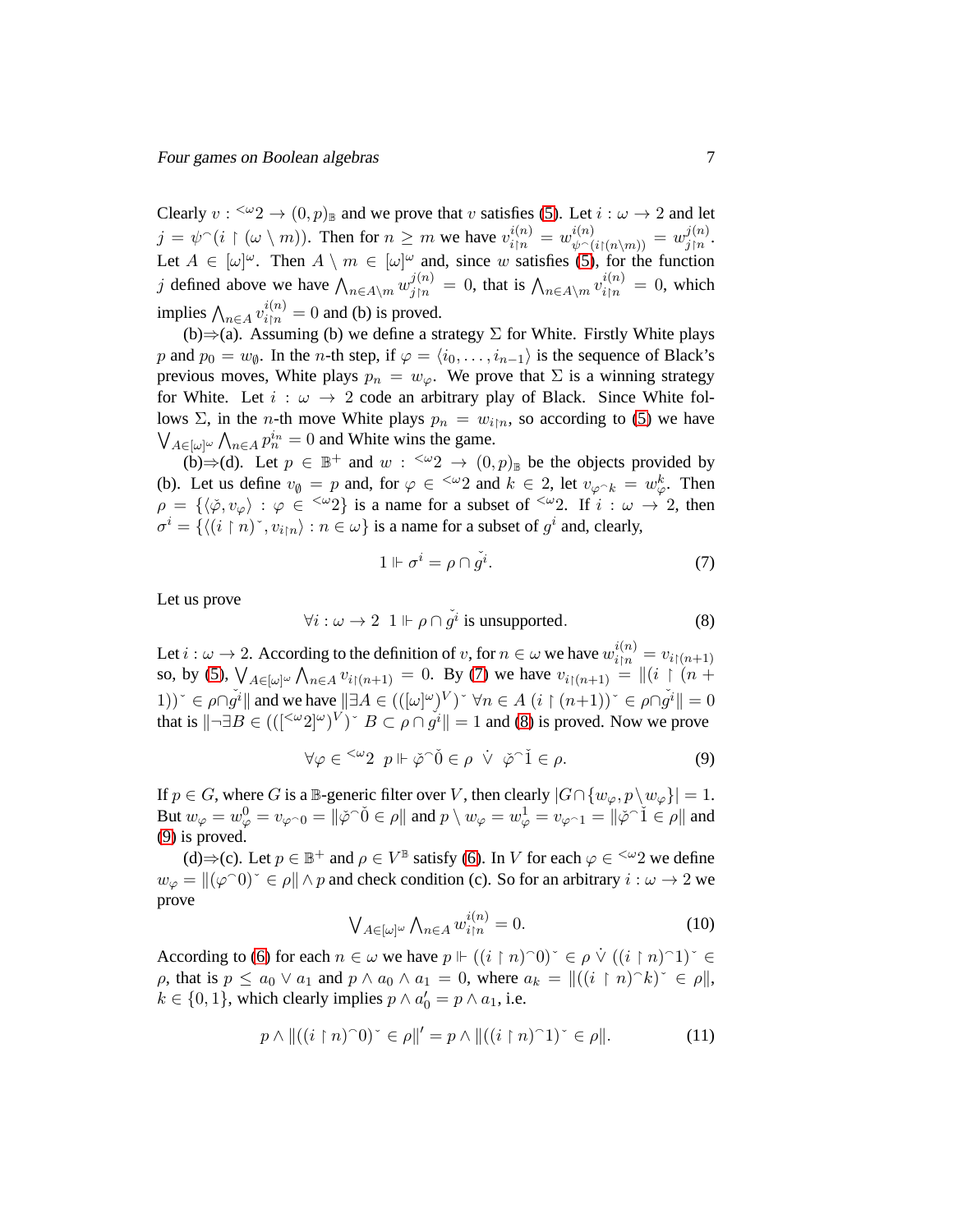Clearly $v : {}^{<\omega}2 \to (0,p)_{\mathbb{B}}$ and we prove that $v$ satisfies (5). Let $i : \omega \to 2$ and let $j = \psi^\frown(i \restriction (\omega \setminus m))$. Then for $n \geq m$ we have $v^{i(n)}_{i\restriction n} = w^{i(n)}_{\psi^\frown(i\restriction(n\setminus m))} = w^{j(n)}_{j\restriction n}$. Let $A \in [\omega]^\omega$. Then $A \setminus m \in [\omega]^\omega$ and, since $w$ satisfies (5), for the function $j$ defined above we have $\bigwedge_{n\in A\setminus m} w^{j(n)}_{j\restriction n} = 0$, that is $\bigwedge_{n\in A\setminus m} v^{i(n)}_{i\restriction n} = 0$, which implies $\bigwedge_{n\in A} v^{i(n)}_{i\restriction n} = 0$ and (b) is proved.

(b)⇒(a). Assuming (b) we define a strategy $\Sigma$ for White. Firstly White plays $p$ and $p_0 = w_\emptyset$. In the $n$-th step, if $\varphi = \langle i_0, \dots, i_{n-1}\rangle$ is the sequence of Black's previous moves, White plays $p_n = w_\varphi$. We prove that $\Sigma$ is a winning strategy for White. Let $i : \omega \to 2$ code an arbitrary play of Black. Since White follows $\Sigma$, in the $n$-th move White plays $p_n = w_{i\restriction n}$, so according to (5) we have $\bigvee_{A\in[\omega]^\omega} \bigwedge_{n\in A} p_n^{i_n} = 0$ and White wins the game.

(b)⇒(d). Let $p \in \mathbb{B}^+$ and $w : {}^{<\omega}2 \to (0,p)_{\mathbb{B}}$ be the objects provided by (b). Let us define $v_\emptyset = p$ and, for $\varphi \in {}^{<\omega}2$ and $k \in 2$, let $v_{\varphi^\frown k} = w^k_\varphi$. Then $\rho = \{\langle \check{\varphi}, v_\varphi\rangle : \varphi \in {}^{<\omega}2\}$ is a name for a subset of ${}^{<\omega}2$. If $i : \omega \to 2$, then $\sigma^i = \{\langle (i \restriction n)\check{}, v_{i\restriction n}\rangle : n \in \omega\}$ is a name for a subset of $g^i$ and, clearly,

$$1 \Vdash \sigma^i = \rho \cap \check{g^i}. \tag{7}$$

Let us prove

$$\forall i : \omega \to 2 \;\; 1 \Vdash \rho \cap \check{g^i} \text{ is unsupported}. \tag{8}$$

Let $i : \omega \to 2$. According to the definition of $v$, for $n \in \omega$ we have $w^{i(n)}_{i\restriction n} = v_{i\restriction(n+1)}$ so, by (5), $\bigvee_{A\in[\omega]^\omega} \bigwedge_{n\in A} v_{i\restriction(n+1)} = 0$. By (7) we have $v_{i\restriction(n+1)} = \|(i \restriction (n+1))\check{} \in \rho \cap \check{g^i}\|$ and we have $\|\exists A \in (([\omega]^\omega)^V)\check{}\ \forall n \in A\ (i \restriction (n+1))\check{} \in \rho \cap \check{g^i}\| = 0$ that is $\|\neg \exists B \in (([{}^{<\omega}2]^\omega)^V)\check{}\ B \subset \rho \cap g^i\| = 1$ and (8) is proved. Now we prove

$$\forall \varphi \in {}^{<\omega}2 \;\; p \Vdash \check{\varphi}^\frown\check{0} \in \rho \;\;\dot{\vee}\;\; \check{\varphi}^\frown\check{1} \in \rho. \tag{9}$$

If $p \in G$, where $G$ is a $\mathbb{B}$-generic filter over $V$, then clearly $|G \cap \{w_\varphi, p \setminus w_\varphi\}| = 1$. But $w_\varphi = w^0_\varphi = v_{\varphi^\frown 0} = \|\check{\varphi}^\frown\check{0} \in \rho\|$ and $p \setminus w_\varphi = w^1_\varphi = v_{\varphi^\frown 1} = \|\check{\varphi}^\frown\check{1} \in \rho\|$ and (9) is proved.

(d)⇒(c). Let $p \in \mathbb{B}^+$ and $\rho \in V^{\mathbb{B}}$ satisfy (6). In $V$ for each $\varphi \in {}^{<\omega}2$ we define $w_\varphi = \|(\varphi^\frown 0)\check{} \in \rho\| \wedge p$ and check condition (c). So for an arbitrary $i : \omega \to 2$ we prove

$$\bigvee_{A\in[\omega]^\omega} \bigwedge_{n\in A} w^{i(n)}_{i\restriction n} = 0. \tag{10}$$

According to (6) for each $n \in \omega$ we have $p \Vdash ((i \restriction n)^\frown 0)\check{} \in \rho \;\dot{\vee}\; ((i \restriction n)^\frown 1)\check{} \in \rho$, that is $p \leq a_0 \vee a_1$ and $p \wedge a_0 \wedge a_1 = 0$, where $a_k = \|((i \restriction n)^\frown k)\check{} \in \rho\|$, $k \in \{0,1\}$, which clearly implies $p \wedge a_0' = p \wedge a_1$, i.e.

$$p \wedge \|((i \restriction n)^\frown 0)\check{} \in \rho\|' = p \wedge \|((i \restriction n)^\frown 1)\check{} \in \rho\|. \tag{11}$$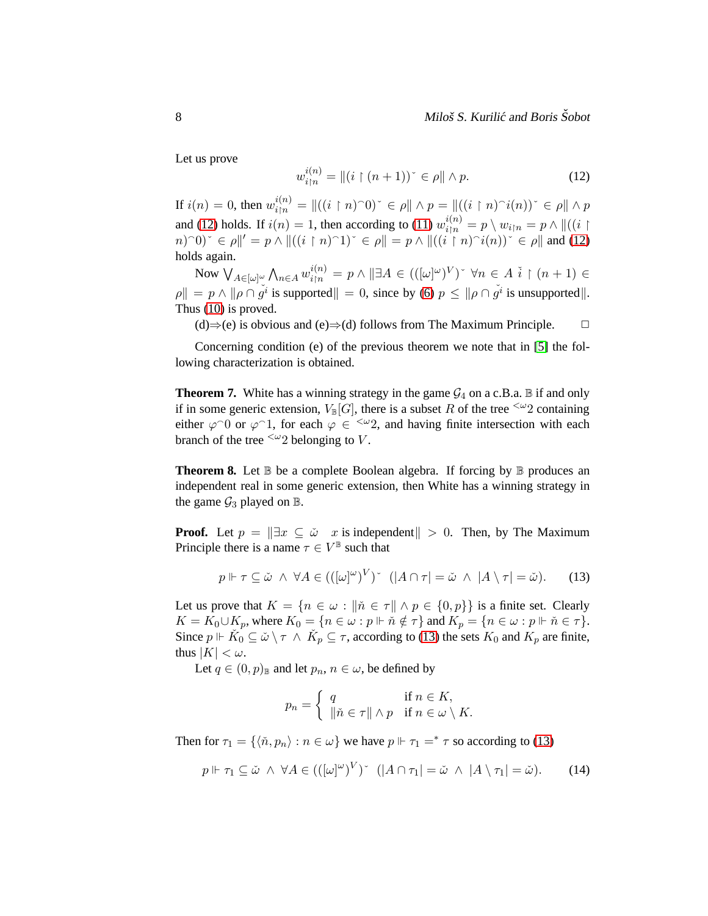Let us prove

$$w^{i(n)}_{i\upharpoonright n} = \|(i \upharpoonright (n+1))\check{} \in \rho\| \wedge p. \tag{12}$$

If $i(n) = 0$, then $w^{i(n)}_{i\upharpoonright n} = \|((i \upharpoonright n)^\frown 0)\check{} \in \rho\| \wedge p = \|((i \upharpoonright n)^\frown i(n))\check{} \in \rho\| \wedge p$ and (12) holds. If $i(n) = 1$, then according to (11) $w^{i(n)}_{i\upharpoonright n} = p \setminus w_{i\upharpoonright n} = p \wedge \|((i \upharpoonright n)^\frown 0)\check{} \in \rho\|' = p \wedge \|((i \upharpoonright n)^\frown 1)\check{} \in \rho\| = p \wedge \|((i \upharpoonright n)^\frown i(n))\check{} \in \rho\|$ and (12) holds again.

Now $\bigvee_{A\in[\omega]^\omega} \bigwedge_{n\in A} w^{i(n)}_{i\upharpoonright n} = p \wedge \|\exists A \in (([\omega]^\omega)^V)\check{}\ \forall n \in A\ \check{i} \upharpoonright (n+1) \in \rho\| = p \wedge \|\rho \cap \check{g^i} \text{ is supported}\| = 0$, since by (6) $p \leq \|\rho \cap \check{g^i} \text{ is unsupported}\|$. Thus (10) is proved.

(d)⇒(e) is obvious and (e)⇒(d) follows from The Maximum Principle. $\square$

Concerning condition (e) of the previous theorem we note that in [5] the following characterization is obtained.

**Theorem 7.** White has a winning strategy in the game $\mathcal{G}_4$ on a c.B.a. $\mathbb{B}$ if and only if in some generic extension, $V_{\mathbb{B}}[G]$, there is a subset $R$ of the tree ${}^{<\omega}2$ containing either $\varphi^\frown 0$ or $\varphi^\frown 1$, for each $\varphi \in {}^{<\omega}2$, and having finite intersection with each branch of the tree ${}^{<\omega}2$ belonging to $V$.

**Theorem 8.** Let $\mathbb{B}$ be a complete Boolean algebra. If forcing by $\mathbb{B}$ produces an independent real in some generic extension, then White has a winning strategy in the game $\mathcal{G}_3$ played on $\mathbb{B}$.

**Proof.** Let $p = \|\exists x \subseteq \check{\omega} \quad x \text{ is independent}\| > 0$. Then, by The Maximum Principle there is a name $\tau \in V^{\mathbb{B}}$ such that

$$p \Vdash \tau \subseteq \check{\omega}\ \wedge\ \forall A \in (([\omega]^\omega)^V)\check{}\ \ (|A \cap \tau| = \check{\omega}\ \wedge\ |A \setminus \tau| = \check{\omega}). \tag{13}$$

Let us prove that $K = \{n \in \omega : \|\check{n} \in \tau\| \wedge p \in \{0, p\}\}$ is a finite set. Clearly $K = K_0 \cup K_p$, where $K_0 = \{n \in \omega : p \Vdash \check{n} \notin \tau\}$ and $K_p = \{n \in \omega : p \Vdash \check{n} \in \tau\}$. Since $p \Vdash \check{K}_0 \subseteq \check{\omega} \setminus \tau\ \wedge\ \check{K}_p \subseteq \tau$, according to (13) the sets $K_0$ and $K_p$ are finite, thus $|K| < \omega$.

Let $q \in (0, p)_{\mathbb{B}}$ and let $p_n$, $n \in \omega$, be defined by

$$p_n = \begin{cases} q & \text{if } n \in K, \\ \|\check{n} \in \tau\| \wedge p & \text{if } n \in \omega \setminus K. \end{cases}$$

Then for $\tau_1 = \{\langle \check{n}, p_n \rangle : n \in \omega\}$ we have $p \Vdash \tau_1 =^* \tau$ so according to (13)

$$p \Vdash \tau_1 \subseteq \check{\omega}\ \wedge\ \forall A \in (([\omega]^\omega)^V)\check{}\ \ (|A \cap \tau_1| = \check{\omega}\ \wedge\ |A \setminus \tau_1| = \check{\omega}). \tag{14}$$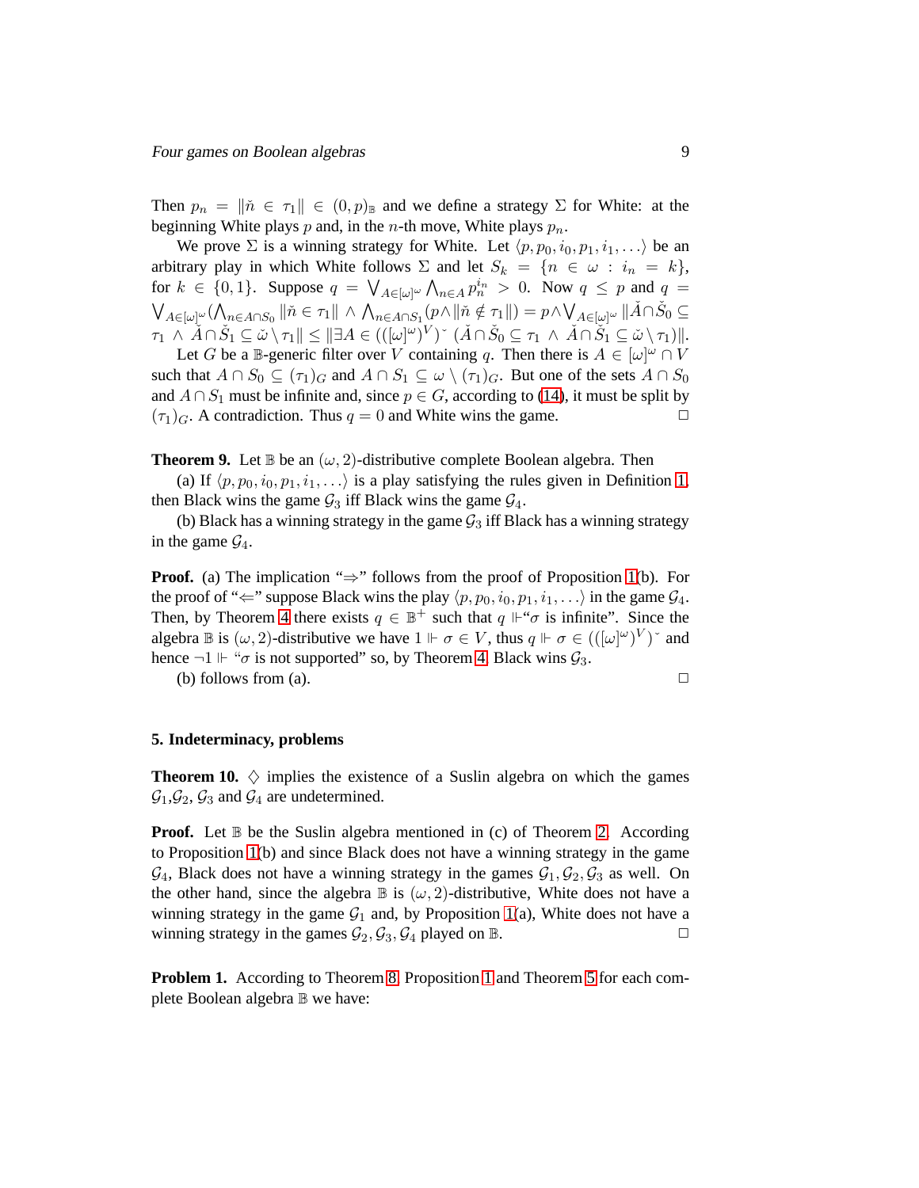Then $p_n = \|\check{n} \in \tau_1\| \in (0,p)_{\mathbb{B}}$ and we define a strategy $\Sigma$ for White: at the beginning White plays $p$ and, in the $n$-th move, White plays $p_n$.

We prove $\Sigma$ is a winning strategy for White. Let $\langle p, p_0, i_0, p_1, i_1, \ldots\rangle$ be an arbitrary play in which White follows $\Sigma$ and let $S_k = \{n \in \omega : i_n = k\}$, for $k \in \{0,1\}$. Suppose $q = \bigvee_{A \in [\omega]^\omega} \bigwedge_{n \in A} p_n^{i_n} > 0$. Now $q \leq p$ and $q = \bigvee_{A \in [\omega]^\omega} (\bigwedge_{n \in A \cap S_0} \|\check{n} \in \tau_1\| \wedge \bigwedge_{n \in A \cap S_1} (p \wedge \|\check{n} \notin \tau_1\|) = p \wedge \bigvee_{A \in [\omega]^\omega} \|\check{A} \cap \check{S}_0 \subseteq \tau_1 \wedge \check{A} \cap \check{S}_1 \subseteq \check{\omega} \setminus \tau_1\| \leq \|\exists A \in (([\omega]^\omega)^V)\check{}\ (\check{A} \cap \check{S}_0 \subseteq \tau_1 \wedge \check{A} \cap \check{S}_1 \subseteq \check{\omega} \setminus \tau_1)\|$.

Let $G$ be a $\mathbb{B}$-generic filter over $V$ containing $q$. Then there is $A \in [\omega]^\omega \cap V$ such that $A \cap S_0 \subseteq (\tau_1)_G$ and $A \cap S_1 \subseteq \omega \setminus (\tau_1)_G$. But one of the sets $A \cap S_0$ and $A \cap S_1$ must be infinite and, since $p \in G$, according to (14), it must be split by $(\tau_1)_G$. A contradiction. Thus $q = 0$ and White wins the game. $\Box$

**Theorem 9.** Let $\mathbb{B}$ be an $(\omega, 2)$-distributive complete Boolean algebra. Then

(a) If $\langle p, p_0, i_0, p_1, i_1, \ldots\rangle$ is a play satisfying the rules given in Definition 1, then Black wins the game $\mathcal{G}_3$ iff Black wins the game $\mathcal{G}_4$.

(b) Black has a winning strategy in the game $\mathcal{G}_3$ iff Black has a winning strategy in the game $\mathcal{G}_4$.

**Proof.** (a) The implication "$\Rightarrow$" follows from the proof of Proposition 1(b). For the proof of "$\Leftarrow$" suppose Black wins the play $\langle p, p_0, i_0, p_1, i_1, \ldots\rangle$ in the game $\mathcal{G}_4$. Then, by Theorem 4 there exists $q \in \mathbb{B}^+$ such that $q \Vdash$"$\sigma$ is infinite". Since the algebra $\mathbb{B}$ is $(\omega, 2)$-distributive we have $1 \Vdash \sigma \in V$, thus $q \Vdash \sigma \in (([\omega]^\omega)^V)\check{}$ and hence $\neg 1 \Vdash$ "$\sigma$ is not supported" so, by Theorem 4, Black wins $\mathcal{G}_3$.

(b) follows from (a). $\Box$

## 5. Indeterminacy, problems

**Theorem 10.** $\diamondsuit$ implies the existence of a Suslin algebra on which the games $\mathcal{G}_1$,$\mathcal{G}_2$, $\mathcal{G}_3$ and $\mathcal{G}_4$ are undetermined.

**Proof.** Let $\mathbb{B}$ be the Suslin algebra mentioned in (c) of Theorem 2. According to Proposition 1(b) and since Black does not have a winning strategy in the game $\mathcal{G}_4$, Black does not have a winning strategy in the games $\mathcal{G}_1, \mathcal{G}_2, \mathcal{G}_3$ as well. On the other hand, since the algebra $\mathbb{B}$ is $(\omega, 2)$-distributive, White does not have a winning strategy in the game $\mathcal{G}_1$ and, by Proposition 1(a), White does not have a winning strategy in the games $\mathcal{G}_2, \mathcal{G}_3, \mathcal{G}_4$ played on $\mathbb{B}$. $\Box$

**Problem 1.** According to Theorem 8, Proposition 1 and Theorem 5 for each complete Boolean algebra $\mathbb{B}$ we have: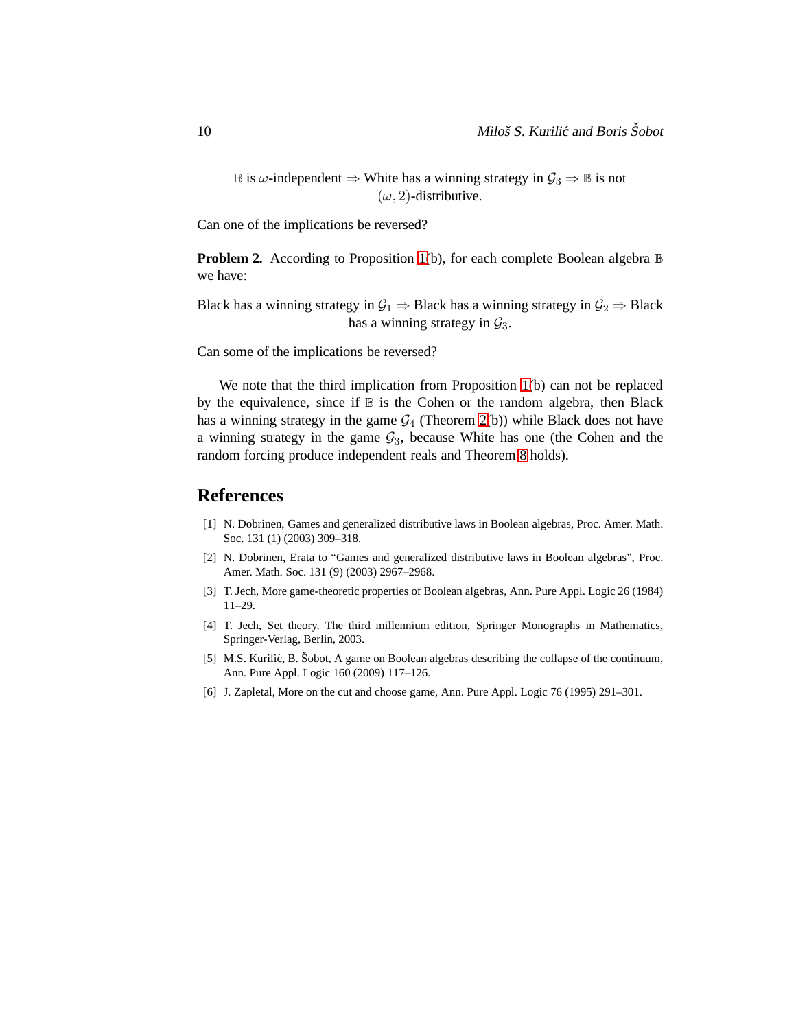$\mathbb{B}$ is $\omega$-independent $\Rightarrow$ White has a winning strategy in $\mathcal{G}_3 \Rightarrow \mathbb{B}$ is not $(\omega, 2)$-distributive.

Can one of the implications be reversed?

**Problem 2.** According to Proposition 1(b), for each complete Boolean algebra $\mathbb{B}$ we have:

Black has a winning strategy in $\mathcal{G}_1 \Rightarrow$ Black has a winning strategy in $\mathcal{G}_2 \Rightarrow$ Black has a winning strategy in $\mathcal{G}_3$.

Can some of the implications be reversed?

We note that the third implication from Proposition 1(b) can not be replaced by the equivalence, since if $\mathbb{B}$ is the Cohen or the random algebra, then Black has a winning strategy in the game $\mathcal{G}_4$ (Theorem 2(b)) while Black does not have a winning strategy in the game $\mathcal{G}_3$, because White has one (the Cohen and the random forcing produce independent reals and Theorem 8 holds).

## References

[1] N. Dobrinen, Games and generalized distributive laws in Boolean algebras, Proc. Amer. Math. Soc. 131 (1) (2003) 309–318.

[2] N. Dobrinen, Erata to "Games and generalized distributive laws in Boolean algebras", Proc. Amer. Math. Soc. 131 (9) (2003) 2967–2968.

[3] T. Jech, More game-theoretic properties of Boolean algebras, Ann. Pure Appl. Logic 26 (1984) 11–29.

[4] T. Jech, Set theory. The third millennium edition, Springer Monographs in Mathematics, Springer-Verlag, Berlin, 2003.

[5] M.S. Kurilić, B. Šobot, A game on Boolean algebras describing the collapse of the continuum, Ann. Pure Appl. Logic 160 (2009) 117–126.

[6] J. Zapletal, More on the cut and choose game, Ann. Pure Appl. Logic 76 (1995) 291–301.